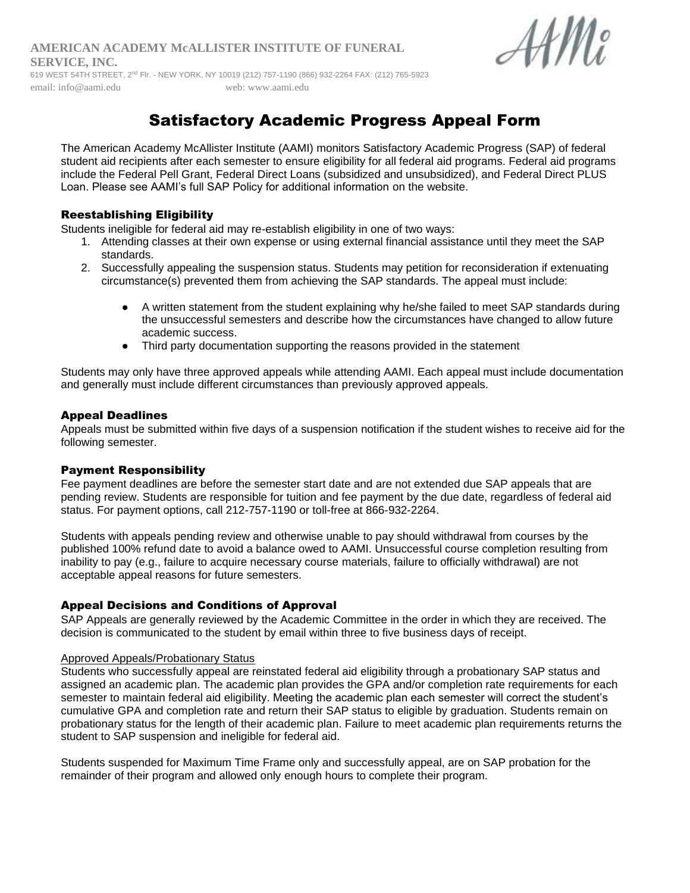**AMERICAN ACADEMY McALLISTER INSTITUTE OF FUNERAL SERVICE, INC.**

619 WEST 54TH STREET, 2nd Flr. - NEW YORK, NY 10019 (212) 757-1190 (866) 932-2264 FAX: (212) 765-5923

email: info@aami.edu web: www.aami.edu

# Satisfactory Academic Progress Appeal Form

The American Academy McAllister Institute (AAMI) monitors Satisfactory Academic Progress (SAP) of federal student aid recipients after each semester to ensure eligibility for all federal aid programs. Federal aid programs include the Federal Pell Grant, Federal Direct Loans (subsidized and unsubsidized), and Federal Direct PLUS Loan. Please see AAMI's full SAP Policy for additional information on the website.

### Reestablishing Eligibility

Students ineligible for federal aid may re-establish eligibility in one of two ways:

1. Attending classes at their own expense or using external financial assistance until they meet the SAP standards.
2. Successfully appealing the suspension status. Students may petition for reconsideration if extenuating circumstance(s) prevented them from achieving the SAP standards. The appeal must include:
    - A written statement from the student explaining why he/she failed to meet SAP standards during the unsuccessful semesters and describe how the circumstances have changed to allow future academic success.
    - Third party documentation supporting the reasons provided in the statement

Students may only have three approved appeals while attending AAMI. Each appeal must include documentation and generally must include different circumstances than previously approved appeals.

### Appeal Deadlines

Appeals must be submitted within five days of a suspension notification if the student wishes to receive aid for the following semester.

### Payment Responsibility

Fee payment deadlines are before the semester start date and are not extended due SAP appeals that are pending review. Students are responsible for tuition and fee payment by the due date, regardless of federal aid status. For payment options, call 212-757-1190 or toll-free at 866-932-2264.

Students with appeals pending review and otherwise unable to pay should withdrawal from courses by the published 100% refund date to avoid a balance owed to AAMI. Unsuccessful course completion resulting from inability to pay (e.g., failure to acquire necessary course materials, failure to officially withdrawal) are not acceptable appeal reasons for future semesters.

### Appeal Decisions and Conditions of Approval

SAP Appeals are generally reviewed by the Academic Committee in the order in which they are received. The decision is communicated to the student by email within three to five business days of receipt.

Approved Appeals/Probationary Status

Students who successfully appeal are reinstated federal aid eligibility through a probationary SAP status and assigned an academic plan. The academic plan provides the GPA and/or completion rate requirements for each semester to maintain federal aid eligibility. Meeting the academic plan each semester will correct the student's cumulative GPA and completion rate and return their SAP status to eligible by graduation. Students remain on probationary status for the length of their academic plan. Failure to meet academic plan requirements returns the student to SAP suspension and ineligible for federal aid.

Students suspended for Maximum Time Frame only and successfully appeal, are on SAP probation for the remainder of their program and allowed only enough hours to complete their program.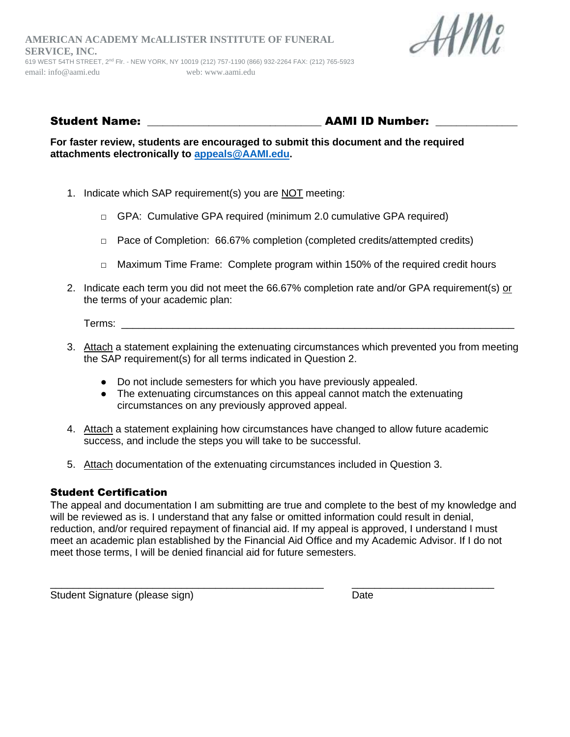AMERICAN ACADEMY McALLISTER INSTITUTE OF FUNERAL SERVICE, INC.
619 WEST 54TH STREET, 2nd Flr. - NEW YORK, NY 10019 (212) 757-1190 (866) 932-2264 FAX: (212) 765-5923
email: info@aami.edu web: www.aami.edu

**Student Name:** ____________________________ **AAMI ID Number:** _____________

**For faster review, students are encouraged to submit this document and the required attachments electronically to [appeals@AAMI.edu](mailto:appeals@AAMI.edu).**

1. Indicate which SAP requirement(s) you are NOT meeting:

   □ GPA: Cumulative GPA required (minimum 2.0 cumulative GPA required)

   □ Pace of Completion: 66.67% completion (completed credits/attempted credits)

   □ Maximum Time Frame: Complete program within 150% of the required credit hours

2. Indicate each term you did not meet the 66.67% completion rate and/or GPA requirement(s) or the terms of your academic plan:

   Terms: _______________________________________________________________

3. Attach a statement explaining the extenuating circumstances which prevented you from meeting the SAP requirement(s) for all terms indicated in Question 2.

   - Do not include semesters for which you have previously appealed.
   - The extenuating circumstances on this appeal cannot match the extenuating circumstances on any previously approved appeal.

4. Attach a statement explaining how circumstances have changed to allow future academic success, and include the steps you will take to be successful.

5. Attach documentation of the extenuating circumstances included in Question 3.

**Student Certification**

The appeal and documentation I am submitting are true and complete to the best of my knowledge and will be reviewed as is. I understand that any false or omitted information could result in denial, reduction, and/or required repayment of financial aid. If my appeal is approved, I understand I must meet an academic plan established by the Financial Aid Office and my Academic Advisor. If I do not meet those terms, I will be denied financial aid for future semesters.

_____________________________________________ _________________________

Student Signature (please sign) Date